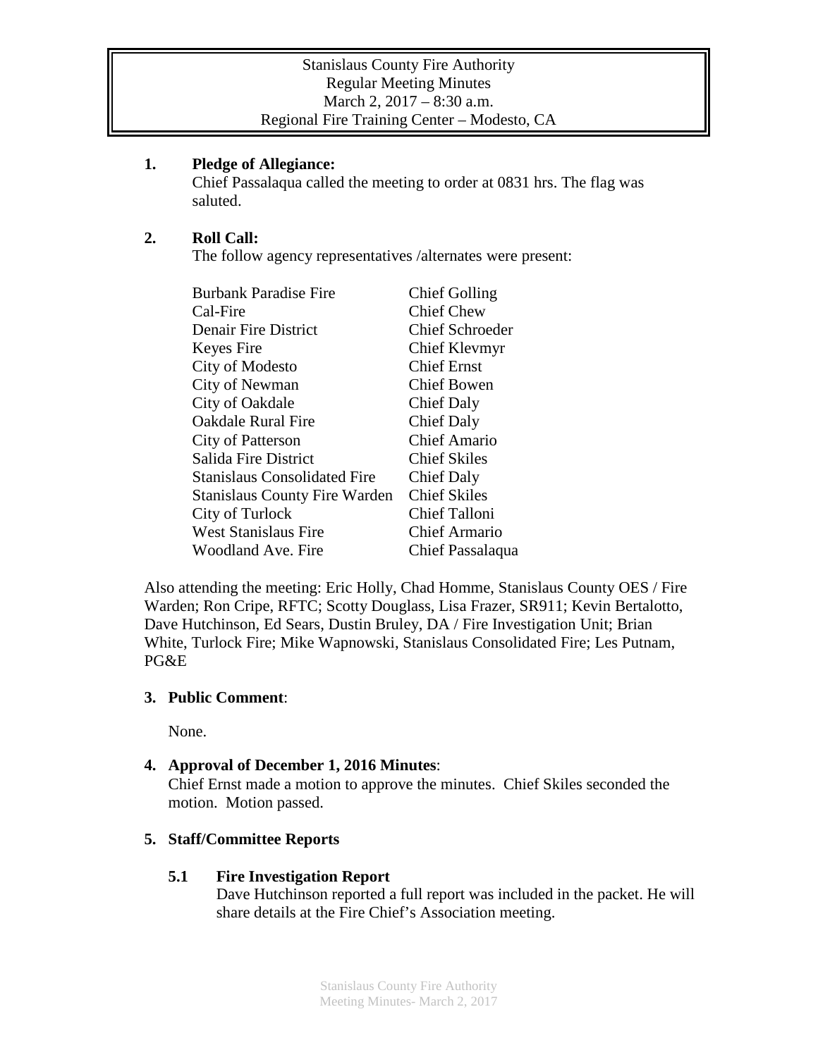# Stanislaus County Fire Authority
## Regular Meeting Minutes
## March 2, 2017 – 8:30 a.m.
## Regional Fire Training Center – Modesto, CA

**1. Pledge of Allegiance:**

Chief Passalaqua called the meeting to order at 0831 hrs. The flag was saluted.

**2. Roll Call:**

The follow agency representatives /alternates were present:

| | |
|---|---|
| Burbank Paradise Fire | Chief Golling |
| Cal-Fire | Chief Chew |
| Denair Fire District | Chief Schroeder |
| Keyes Fire | Chief Klevmyr |
| City of Modesto | Chief Ernst |
| City of Newman | Chief Bowen |
| City of Oakdale | Chief Daly |
| Oakdale Rural Fire | Chief Daly |
| City of Patterson | Chief Amario |
| Salida Fire District | Chief Skiles |
| Stanislaus Consolidated Fire | Chief Daly |
| Stanislaus County Fire Warden | Chief Skiles |
| City of Turlock | Chief Talloni |
| West Stanislaus Fire | Chief Armario |
| Woodland Ave. Fire | Chief Passalaqua |

Also attending the meeting: Eric Holly, Chad Homme, Stanislaus County OES / Fire Warden; Ron Cripe, RFTC; Scotty Douglass, Lisa Frazer, SR911; Kevin Bertalotto, Dave Hutchinson, Ed Sears, Dustin Bruley, DA / Fire Investigation Unit; Brian White, Turlock Fire; Mike Wapnowski, Stanislaus Consolidated Fire; Les Putnam, PG&E

**3. Public Comment**:

None.

**4. Approval of December 1, 2016 Minutes**:

Chief Ernst made a motion to approve the minutes. Chief Skiles seconded the motion. Motion passed.

**5. Staff/Committee Reports**

**5.1 Fire Investigation Report**

Dave Hutchinson reported a full report was included in the packet. He will share details at the Fire Chief's Association meeting.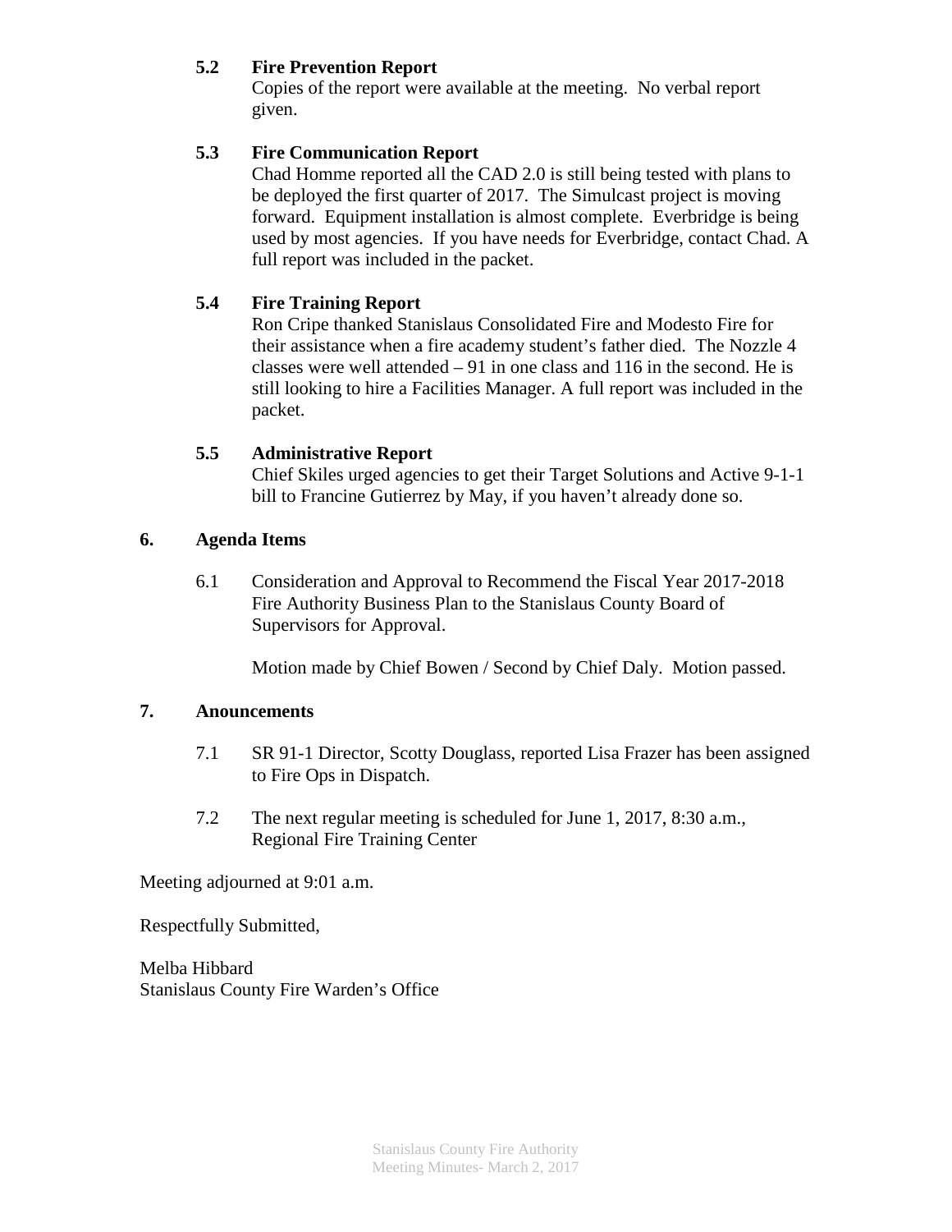**5.2 Fire Prevention Report**

Copies of the report were available at the meeting. No verbal report given.

**5.3 Fire Communication Report**

Chad Homme reported all the CAD 2.0 is still being tested with plans to be deployed the first quarter of 2017. The Simulcast project is moving forward. Equipment installation is almost complete. Everbridge is being used by most agencies. If you have needs for Everbridge, contact Chad. A full report was included in the packet.

**5.4 Fire Training Report**

Ron Cripe thanked Stanislaus Consolidated Fire and Modesto Fire for their assistance when a fire academy student's father died. The Nozzle 4 classes were well attended – 91 in one class and 116 in the second. He is still looking to hire a Facilities Manager. A full report was included in the packet.

**5.5 Administrative Report**

Chief Skiles urged agencies to get their Target Solutions and Active 9-1-1 bill to Francine Gutierrez by May, if you haven't already done so.

## 6. Agenda Items

6.1 Consideration and Approval to Recommend the Fiscal Year 2017-2018 Fire Authority Business Plan to the Stanislaus County Board of Supervisors for Approval.

Motion made by Chief Bowen / Second by Chief Daly. Motion passed.

## 7. Anouncements

7.1 SR 91-1 Director, Scotty Douglass, reported Lisa Frazer has been assigned to Fire Ops in Dispatch.

7.2 The next regular meeting is scheduled for June 1, 2017, 8:30 a.m., Regional Fire Training Center

Meeting adjourned at 9:01 a.m.

Respectfully Submitted,

Melba Hibbard
Stanislaus County Fire Warden's Office